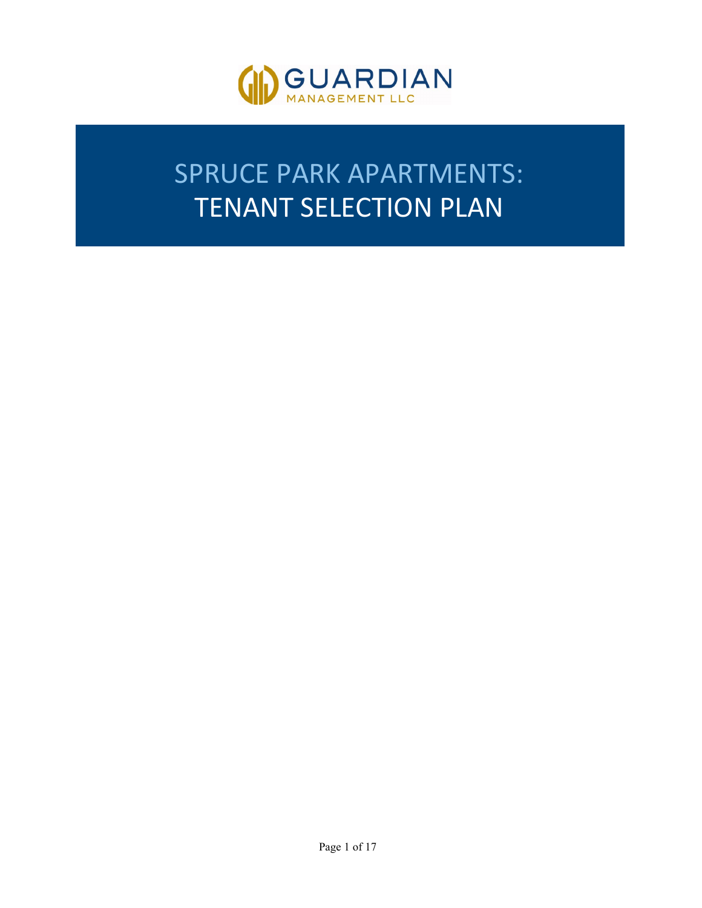GUARDIAN
MANAGEMENT LLC

# SPRUCE PARK APARTMENTS: TENANT SELECTION PLAN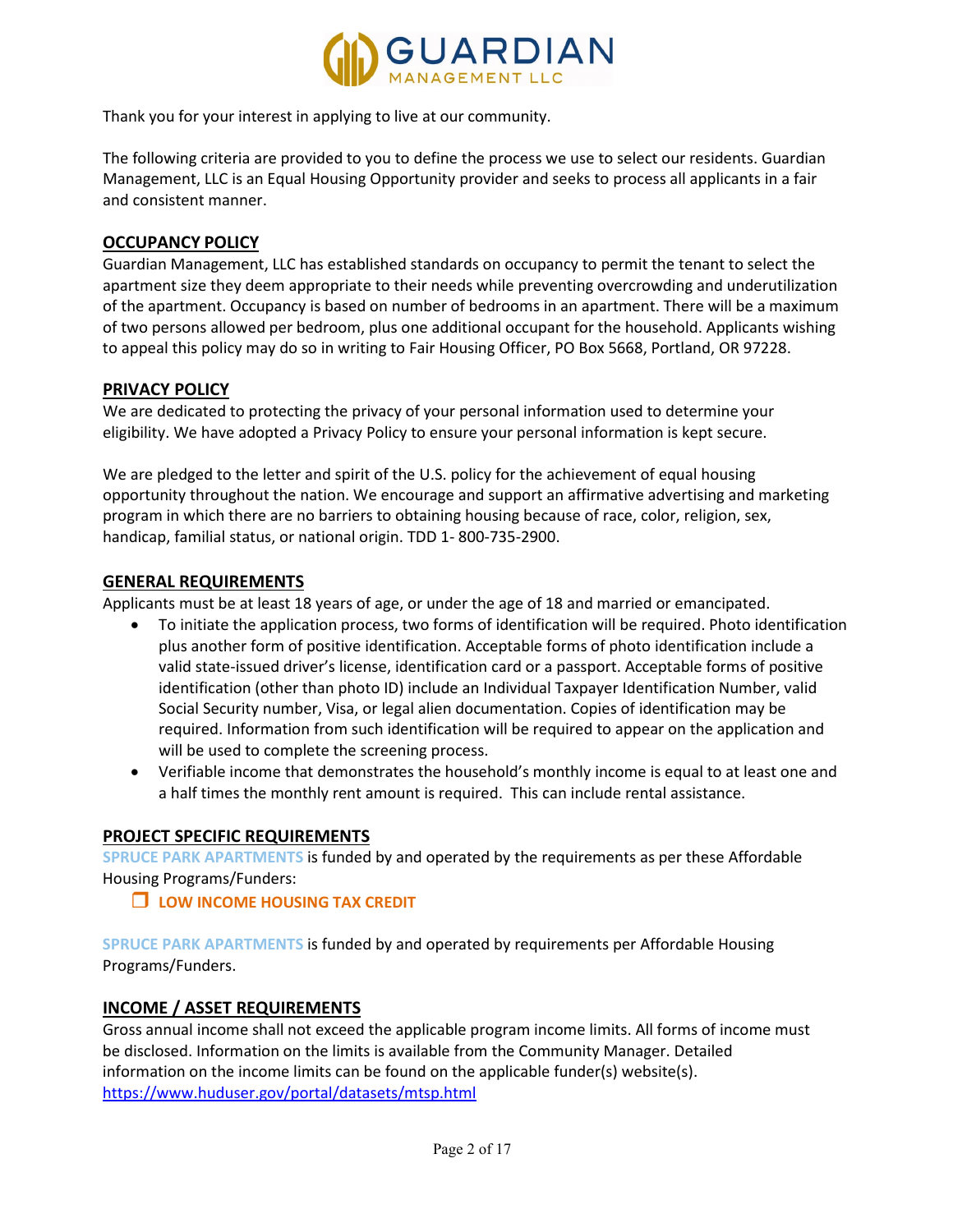Thank you for your interest in applying to live at our community.

The following criteria are provided to you to define the process we use to select our residents. Guardian Management, LLC is an Equal Housing Opportunity provider and seeks to process all applicants in a fair and consistent manner.

## OCCUPANCY POLICY

Guardian Management, LLC has established standards on occupancy to permit the tenant to select the apartment size they deem appropriate to their needs while preventing overcrowding and underutilization of the apartment. Occupancy is based on number of bedrooms in an apartment. There will be a maximum of two persons allowed per bedroom, plus one additional occupant for the household. Applicants wishing to appeal this policy may do so in writing to Fair Housing Officer, PO Box 5668, Portland, OR 97228.

## PRIVACY POLICY

We are dedicated to protecting the privacy of your personal information used to determine your eligibility. We have adopted a Privacy Policy to ensure your personal information is kept secure.

We are pledged to the letter and spirit of the U.S. policy for the achievement of equal housing opportunity throughout the nation. We encourage and support an affirmative advertising and marketing program in which there are no barriers to obtaining housing because of race, color, religion, sex, handicap, familial status, or national origin. TDD 1- 800-735-2900.

## GENERAL REQUIREMENTS

Applicants must be at least 18 years of age, or under the age of 18 and married or emancipated.

- To initiate the application process, two forms of identification will be required. Photo identification plus another form of positive identification. Acceptable forms of photo identification include a valid state-issued driver's license, identification card or a passport. Acceptable forms of positive identification (other than photo ID) include an Individual Taxpayer Identification Number, valid Social Security number, Visa, or legal alien documentation. Copies of identification may be required. Information from such identification will be required to appear on the application and will be used to complete the screening process.
- Verifiable income that demonstrates the household's monthly income is equal to at least one and a half times the monthly rent amount is required. This can include rental assistance.

## PROJECT SPECIFIC REQUIREMENTS

SPRUCE PARK APARTMENTS is funded by and operated by the requirements as per these Affordable Housing Programs/Funders:

- ❒ **LOW INCOME HOUSING TAX CREDIT**

SPRUCE PARK APARTMENTS is funded by and operated by requirements per Affordable Housing Programs/Funders.

## INCOME / ASSET REQUIREMENTS

Gross annual income shall not exceed the applicable program income limits. All forms of income must be disclosed. Information on the limits is available from the Community Manager. Detailed information on the income limits can be found on the applicable funder(s) website(s). https://www.huduser.gov/portal/datasets/mtsp.html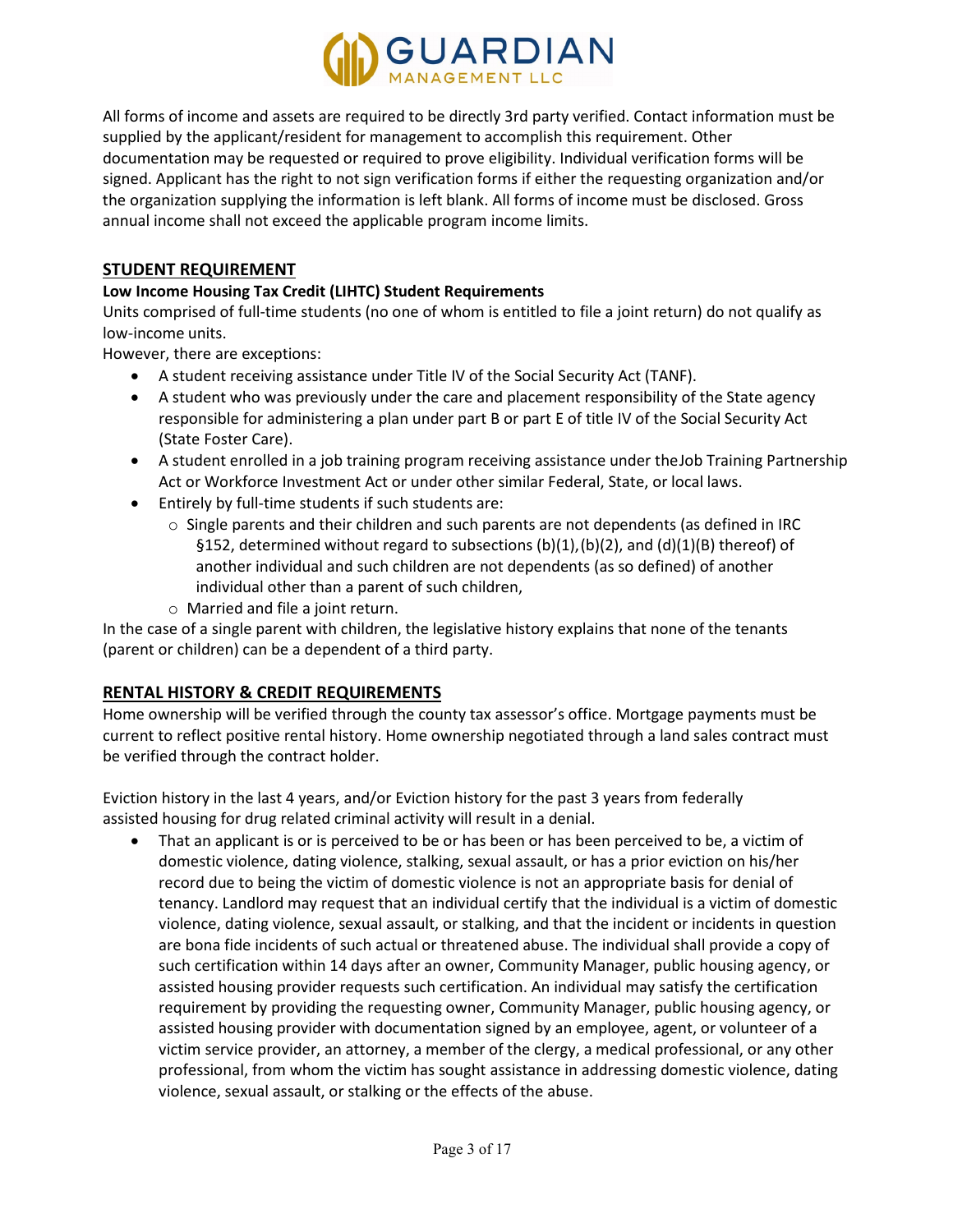All forms of income and assets are required to be directly 3rd party verified. Contact information must be supplied by the applicant/resident for management to accomplish this requirement. Other documentation may be requested or required to prove eligibility. Individual verification forms will be signed. Applicant has the right to not sign verification forms if either the requesting organization and/or the organization supplying the information is left blank. All forms of income must be disclosed. Gross annual income shall not exceed the applicable program income limits.

## STUDENT REQUIREMENT

**Low Income Housing Tax Credit (LIHTC) Student Requirements**

Units comprised of full-time students (no one of whom is entitled to file a joint return) do not qualify as low-income units.

However, there are exceptions:

- A student receiving assistance under Title IV of the Social Security Act (TANF).
- A student who was previously under the care and placement responsibility of the State agency responsible for administering a plan under part B or part E of title IV of the Social Security Act (State Foster Care).
- A student enrolled in a job training program receiving assistance under theJob Training Partnership Act or Workforce Investment Act or under other similar Federal, State, or local laws.
- Entirely by full-time students if such students are:
  - Single parents and their children and such parents are not dependents (as defined in IRC §152, determined without regard to subsections (b)(1),(b)(2), and (d)(1)(B) thereof) of another individual and such children are not dependents (as so defined) of another individual other than a parent of such children,
  - Married and file a joint return.

In the case of a single parent with children, the legislative history explains that none of the tenants (parent or children) can be a dependent of a third party.

## RENTAL HISTORY & CREDIT REQUIREMENTS

Home ownership will be verified through the county tax assessor's office. Mortgage payments must be current to reflect positive rental history. Home ownership negotiated through a land sales contract must be verified through the contract holder.

Eviction history in the last 4 years, and/or Eviction history for the past 3 years from federally assisted housing for drug related criminal activity will result in a denial.

- That an applicant is or is perceived to be or has been or has been perceived to be, a victim of domestic violence, dating violence, stalking, sexual assault, or has a prior eviction on his/her record due to being the victim of domestic violence is not an appropriate basis for denial of tenancy. Landlord may request that an individual certify that the individual is a victim of domestic violence, dating violence, sexual assault, or stalking, and that the incident or incidents in question are bona fide incidents of such actual or threatened abuse. The individual shall provide a copy of such certification within 14 days after an owner, Community Manager, public housing agency, or assisted housing provider requests such certification. An individual may satisfy the certification requirement by providing the requesting owner, Community Manager, public housing agency, or assisted housing provider with documentation signed by an employee, agent, or volunteer of a victim service provider, an attorney, a member of the clergy, a medical professional, or any other professional, from whom the victim has sought assistance in addressing domestic violence, dating violence, sexual assault, or stalking or the effects of the abuse.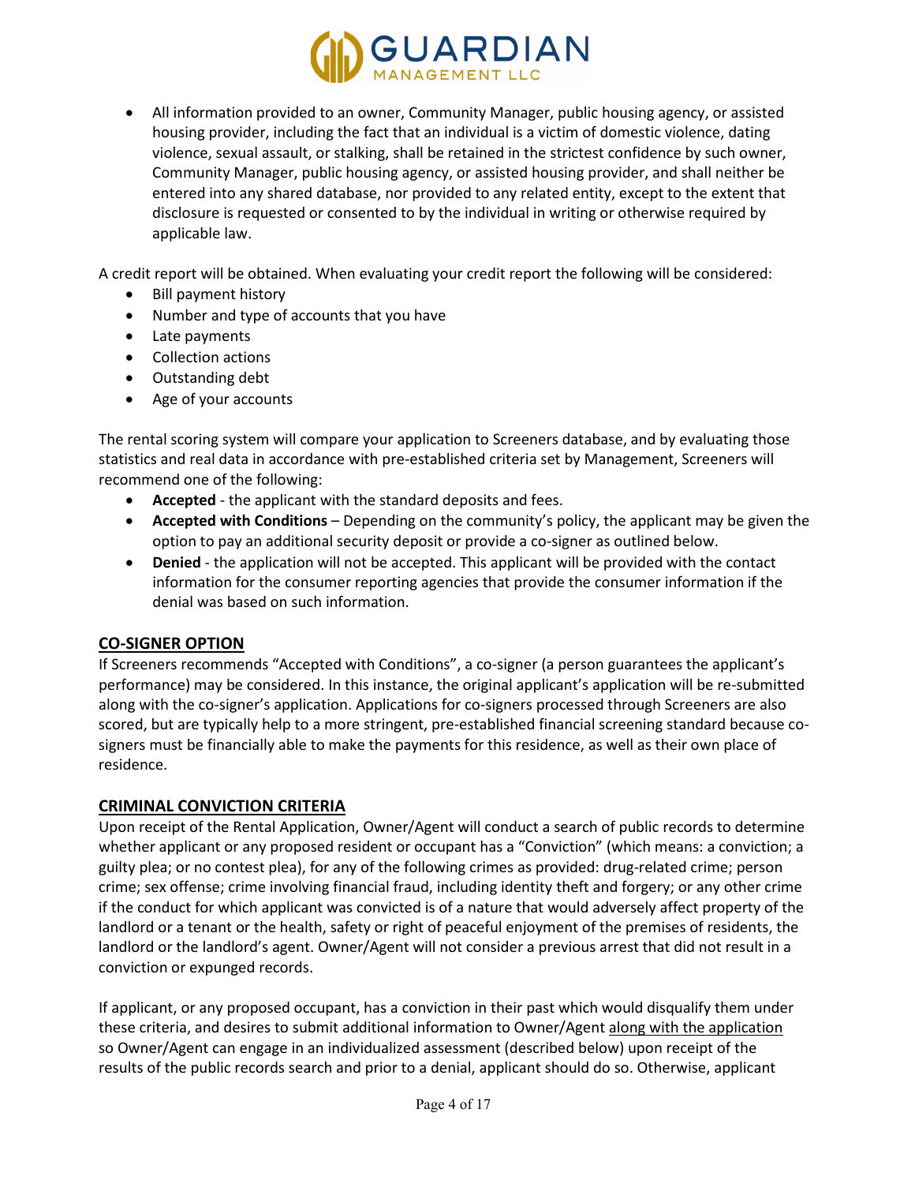- All information provided to an owner, Community Manager, public housing agency, or assisted housing provider, including the fact that an individual is a victim of domestic violence, dating violence, sexual assault, or stalking, shall be retained in the strictest confidence by such owner, Community Manager, public housing agency, or assisted housing provider, and shall neither be entered into any shared database, nor provided to any related entity, except to the extent that disclosure is requested or consented to by the individual in writing or otherwise required by applicable law.

A credit report will be obtained. When evaluating your credit report the following will be considered:

- Bill payment history
- Number and type of accounts that you have
- Late payments
- Collection actions
- Outstanding debt
- Age of your accounts

The rental scoring system will compare your application to Screeners database, and by evaluating those statistics and real data in accordance with pre-established criteria set by Management, Screeners will recommend one of the following:

- **Accepted** - the applicant with the standard deposits and fees.
- **Accepted with Conditions** – Depending on the community's policy, the applicant may be given the option to pay an additional security deposit or provide a co-signer as outlined below.
- **Denied** - the application will not be accepted. This applicant will be provided with the contact information for the consumer reporting agencies that provide the consumer information if the denial was based on such information.

## CO-SIGNER OPTION

If Screeners recommends "Accepted with Conditions", a co-signer (a person guarantees the applicant's performance) may be considered. In this instance, the original applicant's application will be re-submitted along with the co-signer's application. Applications for co-signers processed through Screeners are also scored, but are typically help to a more stringent, pre-established financial screening standard because co-signers must be financially able to make the payments for this residence, as well as their own place of residence.

## CRIMINAL CONVICTION CRITERIA

Upon receipt of the Rental Application, Owner/Agent will conduct a search of public records to determine whether applicant or any proposed resident or occupant has a "Conviction" (which means: a conviction; a guilty plea; or no contest plea), for any of the following crimes as provided: drug-related crime; person crime; sex offense; crime involving financial fraud, including identity theft and forgery; or any other crime if the conduct for which applicant was convicted is of a nature that would adversely affect property of the landlord or a tenant or the health, safety or right of peaceful enjoyment of the premises of residents, the landlord or the landlord's agent. Owner/Agent will not consider a previous arrest that did not result in a conviction or expunged records.

If applicant, or any proposed occupant, has a conviction in their past which would disqualify them under these criteria, and desires to submit additional information to Owner/Agent along with the application so Owner/Agent can engage in an individualized assessment (described below) upon receipt of the results of the public records search and prior to a denial, applicant should do so. Otherwise, applicant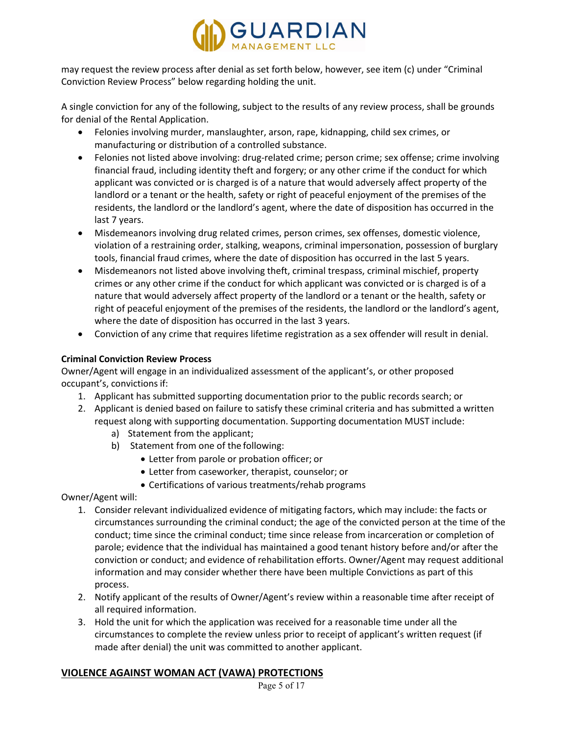may request the review process after denial as set forth below, however, see item (c) under "Criminal Conviction Review Process" below regarding holding the unit.

A single conviction for any of the following, subject to the results of any review process, shall be grounds for denial of the Rental Application.

- Felonies involving murder, manslaughter, arson, rape, kidnapping, child sex crimes, or manufacturing or distribution of a controlled substance.
- Felonies not listed above involving: drug-related crime; person crime; sex offense; crime involving financial fraud, including identity theft and forgery; or any other crime if the conduct for which applicant was convicted or is charged is of a nature that would adversely affect property of the landlord or a tenant or the health, safety or right of peaceful enjoyment of the premises of the residents, the landlord or the landlord's agent, where the date of disposition has occurred in the last 7 years.
- Misdemeanors involving drug related crimes, person crimes, sex offenses, domestic violence, violation of a restraining order, stalking, weapons, criminal impersonation, possession of burglary tools, financial fraud crimes, where the date of disposition has occurred in the last 5 years.
- Misdemeanors not listed above involving theft, criminal trespass, criminal mischief, property crimes or any other crime if the conduct for which applicant was convicted or is charged is of a nature that would adversely affect property of the landlord or a tenant or the health, safety or right of peaceful enjoyment of the premises of the residents, the landlord or the landlord's agent, where the date of disposition has occurred in the last 3 years.
- Conviction of any crime that requires lifetime registration as a sex offender will result in denial.

**Criminal Conviction Review Process**

Owner/Agent will engage in an individualized assessment of the applicant's, or other proposed occupant's, convictions if:

1. Applicant has submitted supporting documentation prior to the public records search; or
2. Applicant is denied based on failure to satisfy these criminal criteria and has submitted a written request along with supporting documentation. Supporting documentation MUST include:
   a) Statement from the applicant;
   b) Statement from one of the following:
      - Letter from parole or probation officer; or
      - Letter from caseworker, therapist, counselor; or
      - Certifications of various treatments/rehab programs

Owner/Agent will:

1. Consider relevant individualized evidence of mitigating factors, which may include: the facts or circumstances surrounding the criminal conduct; the age of the convicted person at the time of the conduct; time since the criminal conduct; time since release from incarceration or completion of parole; evidence that the individual has maintained a good tenant history before and/or after the conviction or conduct; and evidence of rehabilitation efforts. Owner/Agent may request additional information and may consider whether there have been multiple Convictions as part of this process.
2. Notify applicant of the results of Owner/Agent's review within a reasonable time after receipt of all required information.
3. Hold the unit for which the application was received for a reasonable time under all the circumstances to complete the review unless prior to receipt of applicant's written request (if made after denial) the unit was committed to another applicant.

## VIOLENCE AGAINST WOMAN ACT (VAWA) PROTECTIONS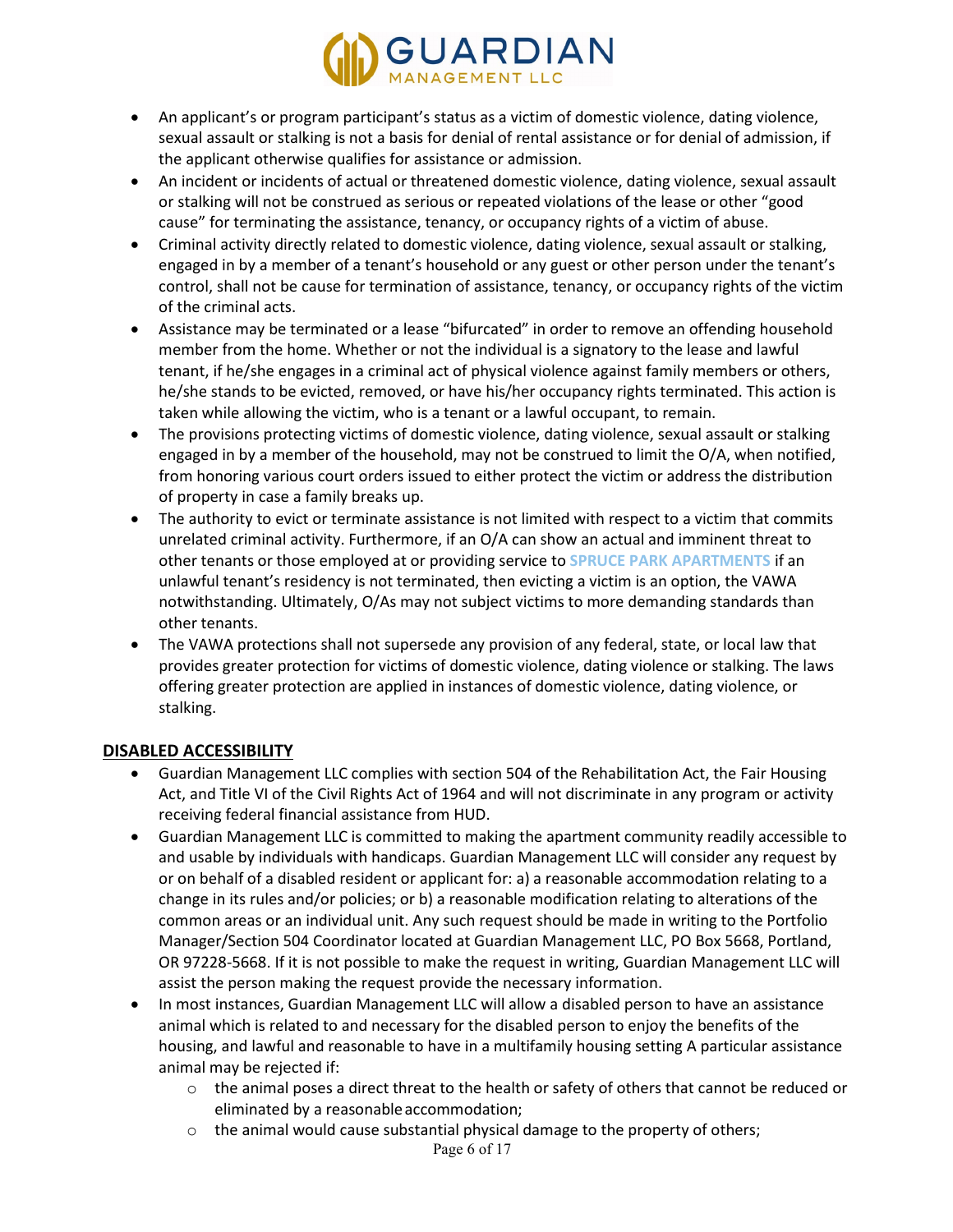- An applicant's or program participant's status as a victim of domestic violence, dating violence, sexual assault or stalking is not a basis for denial of rental assistance or for denial of admission, if the applicant otherwise qualifies for assistance or admission.
- An incident or incidents of actual or threatened domestic violence, dating violence, sexual assault or stalking will not be construed as serious or repeated violations of the lease or other "good cause" for terminating the assistance, tenancy, or occupancy rights of a victim of abuse.
- Criminal activity directly related to domestic violence, dating violence, sexual assault or stalking, engaged in by a member of a tenant's household or any guest or other person under the tenant's control, shall not be cause for termination of assistance, tenancy, or occupancy rights of the victim of the criminal acts.
- Assistance may be terminated or a lease "bifurcated" in order to remove an offending household member from the home. Whether or not the individual is a signatory to the lease and lawful tenant, if he/she engages in a criminal act of physical violence against family members or others, he/she stands to be evicted, removed, or have his/her occupancy rights terminated. This action is taken while allowing the victim, who is a tenant or a lawful occupant, to remain.
- The provisions protecting victims of domestic violence, dating violence, sexual assault or stalking engaged in by a member of the household, may not be construed to limit the O/A, when notified, from honoring various court orders issued to either protect the victim or address the distribution of property in case a family breaks up.
- The authority to evict or terminate assistance is not limited with respect to a victim that commits unrelated criminal activity. Furthermore, if an O/A can show an actual and imminent threat to other tenants or those employed at or providing service to **SPRUCE PARK APARTMENTS** if an unlawful tenant's residency is not terminated, then evicting a victim is an option, the VAWA notwithstanding. Ultimately, O/As may not subject victims to more demanding standards than other tenants.
- The VAWA protections shall not supersede any provision of any federal, state, or local law that provides greater protection for victims of domestic violence, dating violence or stalking. The laws offering greater protection are applied in instances of domestic violence, dating violence, or stalking.

## DISABLED ACCESSIBILITY

- Guardian Management LLC complies with section 504 of the Rehabilitation Act, the Fair Housing Act, and Title VI of the Civil Rights Act of 1964 and will not discriminate in any program or activity receiving federal financial assistance from HUD.
- Guardian Management LLC is committed to making the apartment community readily accessible to and usable by individuals with handicaps. Guardian Management LLC will consider any request by or on behalf of a disabled resident or applicant for: a) a reasonable accommodation relating to a change in its rules and/or policies; or b) a reasonable modification relating to alterations of the common areas or an individual unit. Any such request should be made in writing to the Portfolio Manager/Section 504 Coordinator located at Guardian Management LLC, PO Box 5668, Portland, OR 97228-5668. If it is not possible to make the request in writing, Guardian Management LLC will assist the person making the request provide the necessary information.
- In most instances, Guardian Management LLC will allow a disabled person to have an assistance animal which is related to and necessary for the disabled person to enjoy the benefits of the housing, and lawful and reasonable to have in a multifamily housing setting A particular assistance animal may be rejected if:
  - the animal poses a direct threat to the health or safety of others that cannot be reduced or eliminated by a reasonable accommodation;
  - the animal would cause substantial physical damage to the property of others;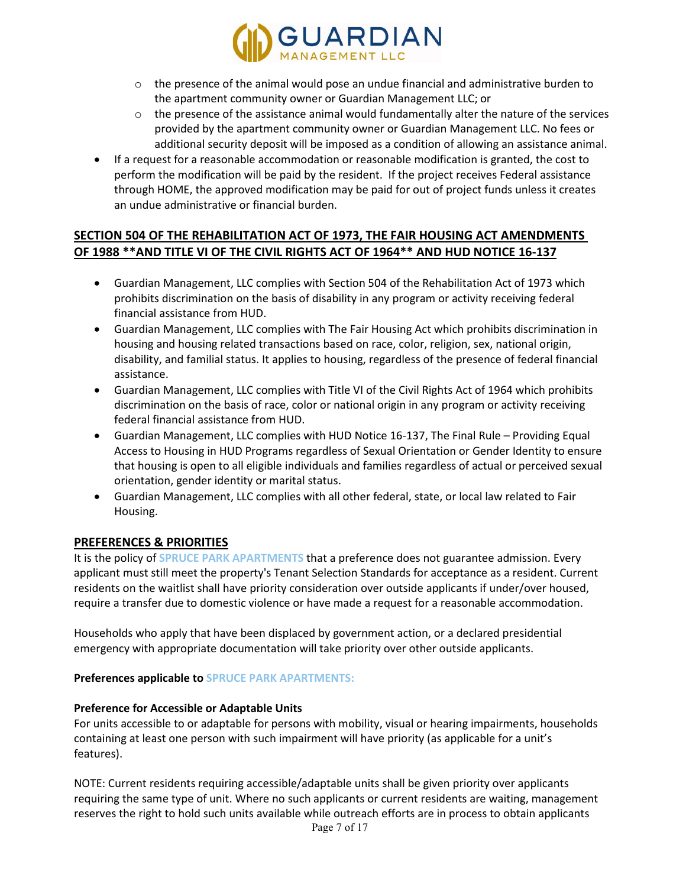- the presence of the animal would pose an undue financial and administrative burden to the apartment community owner or Guardian Management LLC; or
  - the presence of the assistance animal would fundamentally alter the nature of the services provided by the apartment community owner or Guardian Management LLC. No fees or additional security deposit will be imposed as a condition of allowing an assistance animal.
- If a request for a reasonable accommodation or reasonable modification is granted, the cost to perform the modification will be paid by the resident. If the project receives Federal assistance through HOME, the approved modification may be paid for out of project funds unless it creates an undue administrative or financial burden.

## SECTION 504 OF THE REHABILITATION ACT OF 1973, THE FAIR HOUSING ACT AMENDMENTS OF 1988 **AND TITLE VI OF THE CIVIL RIGHTS ACT OF 1964** AND HUD NOTICE 16-137

- Guardian Management, LLC complies with Section 504 of the Rehabilitation Act of 1973 which prohibits discrimination on the basis of disability in any program or activity receiving federal financial assistance from HUD.
- Guardian Management, LLC complies with The Fair Housing Act which prohibits discrimination in housing and housing related transactions based on race, color, religion, sex, national origin, disability, and familial status. It applies to housing, regardless of the presence of federal financial assistance.
- Guardian Management, LLC complies with Title VI of the Civil Rights Act of 1964 which prohibits discrimination on the basis of race, color or national origin in any program or activity receiving federal financial assistance from HUD.
- Guardian Management, LLC complies with HUD Notice 16-137, The Final Rule – Providing Equal Access to Housing in HUD Programs regardless of Sexual Orientation or Gender Identity to ensure that housing is open to all eligible individuals and families regardless of actual or perceived sexual orientation, gender identity or marital status.
- Guardian Management, LLC complies with all other federal, state, or local law related to Fair Housing.

## PREFERENCES & PRIORITIES

It is the policy of SPRUCE PARK APARTMENTS that a preference does not guarantee admission. Every applicant must still meet the property's Tenant Selection Standards for acceptance as a resident. Current residents on the waitlist shall have priority consideration over outside applicants if under/over housed, require a transfer due to domestic violence or have made a request for a reasonable accommodation.

Households who apply that have been displaced by government action, or a declared presidential emergency with appropriate documentation will take priority over other outside applicants.

**Preferences applicable to SPRUCE PARK APARTMENTS:**

**Preference for Accessible or Adaptable Units**

For units accessible to or adaptable for persons with mobility, visual or hearing impairments, households containing at least one person with such impairment will have priority (as applicable for a unit's features).

NOTE: Current residents requiring accessible/adaptable units shall be given priority over applicants requiring the same type of unit. Where no such applicants or current residents are waiting, management reserves the right to hold such units available while outreach efforts are in process to obtain applicants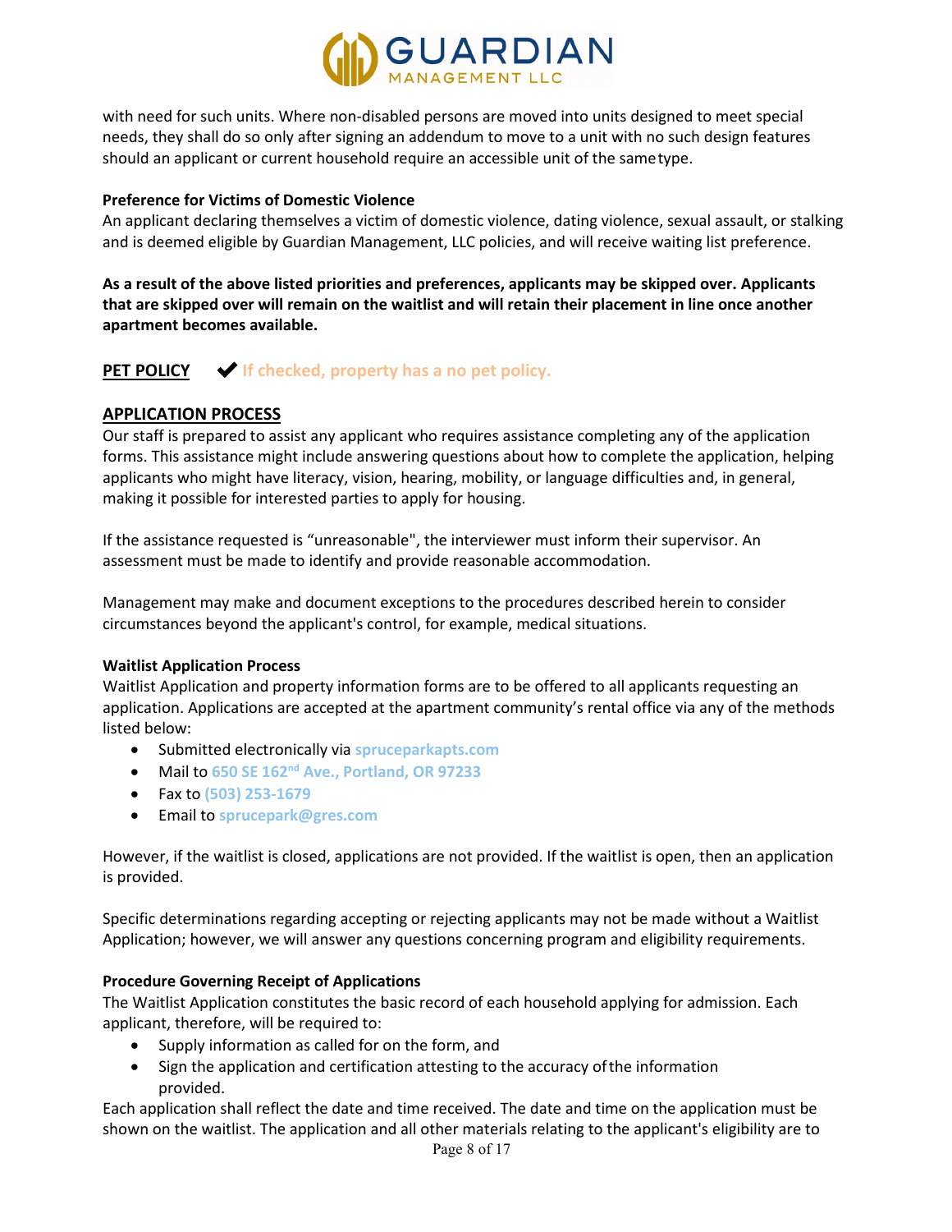with need for such units. Where non-disabled persons are moved into units designed to meet special needs, they shall do so only after signing an addendum to move to a unit with no such design features should an applicant or current household require an accessible unit of the same type.

**Preference for Victims of Domestic Violence**

An applicant declaring themselves a victim of domestic violence, dating violence, sexual assault, or stalking and is deemed eligible by Guardian Management, LLC policies, and will receive waiting list preference.

**As a result of the above listed priorities and preferences, applicants may be skipped over. Applicants that are skipped over will remain on the waitlist and will retain their placement in line once another apartment becomes available.**

**PET POLICY** ✔ **If checked, property has a no pet policy.**

## APPLICATION PROCESS

Our staff is prepared to assist any applicant who requires assistance completing any of the application forms. This assistance might include answering questions about how to complete the application, helping applicants who might have literacy, vision, hearing, mobility, or language difficulties and, in general, making it possible for interested parties to apply for housing.

If the assistance requested is "unreasonable", the interviewer must inform their supervisor. An assessment must be made to identify and provide reasonable accommodation.

Management may make and document exceptions to the procedures described herein to consider circumstances beyond the applicant's control, for example, medical situations.

**Waitlist Application Process**

Waitlist Application and property information forms are to be offered to all applicants requesting an application. Applications are accepted at the apartment community's rental office via any of the methods listed below:

- Submitted electronically via **spruceparkapts.com**
- Mail to **650 SE 162nd Ave., Portland, OR 97233**
- Fax to **(503) 253-1679**
- Email to **sprucepark@gres.com**

However, if the waitlist is closed, applications are not provided. If the waitlist is open, then an application is provided.

Specific determinations regarding accepting or rejecting applicants may not be made without a Waitlist Application; however, we will answer any questions concerning program and eligibility requirements.

**Procedure Governing Receipt of Applications**

The Waitlist Application constitutes the basic record of each household applying for admission. Each applicant, therefore, will be required to:

- Supply information as called for on the form, and
- Sign the application and certification attesting to the accuracy of the information provided.

Each application shall reflect the date and time received. The date and time on the application must be shown on the waitlist. The application and all other materials relating to the applicant's eligibility are to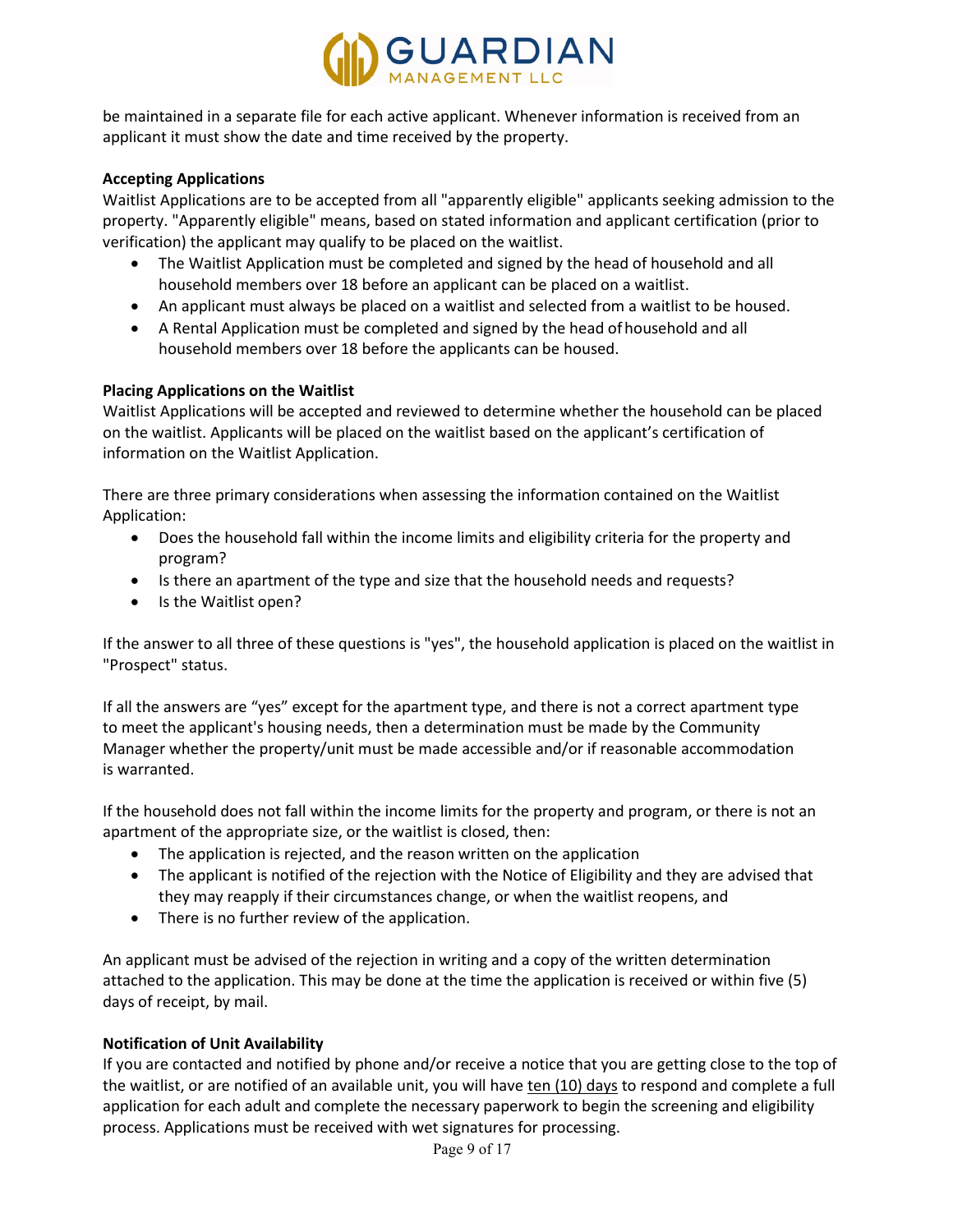be maintained in a separate file for each active applicant. Whenever information is received from an applicant it must show the date and time received by the property.

**Accepting Applications**

Waitlist Applications are to be accepted from all "apparently eligible" applicants seeking admission to the property. "Apparently eligible" means, based on stated information and applicant certification (prior to verification) the applicant may qualify to be placed on the waitlist.

- The Waitlist Application must be completed and signed by the head of household and all household members over 18 before an applicant can be placed on a waitlist.
- An applicant must always be placed on a waitlist and selected from a waitlist to be housed.
- A Rental Application must be completed and signed by the head of household and all household members over 18 before the applicants can be housed.

**Placing Applications on the Waitlist**

Waitlist Applications will be accepted and reviewed to determine whether the household can be placed on the waitlist. Applicants will be placed on the waitlist based on the applicant's certification of information on the Waitlist Application.

There are three primary considerations when assessing the information contained on the Waitlist Application:

- Does the household fall within the income limits and eligibility criteria for the property and program?
- Is there an apartment of the type and size that the household needs and requests?
- Is the Waitlist open?

If the answer to all three of these questions is "yes", the household application is placed on the waitlist in "Prospect" status.

If all the answers are "yes" except for the apartment type, and there is not a correct apartment type to meet the applicant's housing needs, then a determination must be made by the Community Manager whether the property/unit must be made accessible and/or if reasonable accommodation is warranted.

If the household does not fall within the income limits for the property and program, or there is not an apartment of the appropriate size, or the waitlist is closed, then:

- The application is rejected, and the reason written on the application
- The applicant is notified of the rejection with the Notice of Eligibility and they are advised that they may reapply if their circumstances change, or when the waitlist reopens, and
- There is no further review of the application.

An applicant must be advised of the rejection in writing and a copy of the written determination attached to the application. This may be done at the time the application is received or within five (5) days of receipt, by mail.

**Notification of Unit Availability**

If you are contacted and notified by phone and/or receive a notice that you are getting close to the top of the waitlist, or are notified of an available unit, you will have ten (10) days to respond and complete a full application for each adult and complete the necessary paperwork to begin the screening and eligibility process. Applications must be received with wet signatures for processing.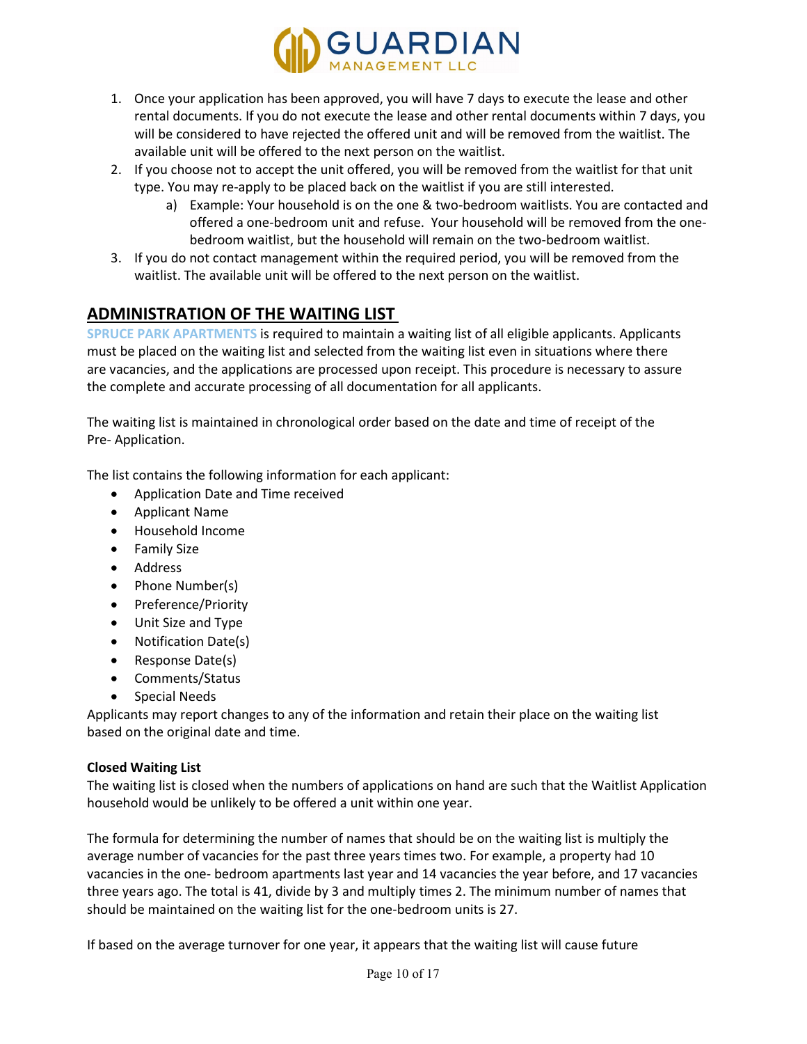1. Once your application has been approved, you will have 7 days to execute the lease and other rental documents. If you do not execute the lease and other rental documents within 7 days, you will be considered to have rejected the offered unit and will be removed from the waitlist. The available unit will be offered to the next person on the waitlist.
2. If you choose not to accept the unit offered, you will be removed from the waitlist for that unit type. You may re-apply to be placed back on the waitlist if you are still interested.
    a) Example: Your household is on the one & two-bedroom waitlists. You are contacted and offered a one-bedroom unit and refuse. Your household will be removed from the one-bedroom waitlist, but the household will remain on the two-bedroom waitlist.
3. If you do not contact management within the required period, you will be removed from the waitlist. The available unit will be offered to the next person on the waitlist.

## ADMINISTRATION OF THE WAITING LIST

**SPRUCE PARK APARTMENTS** is required to maintain a waiting list of all eligible applicants. Applicants must be placed on the waiting list and selected from the waiting list even in situations where there are vacancies, and the applications are processed upon receipt. This procedure is necessary to assure the complete and accurate processing of all documentation for all applicants.

The waiting list is maintained in chronological order based on the date and time of receipt of the Pre- Application.

The list contains the following information for each applicant:

- Application Date and Time received
- Applicant Name
- Household Income
- Family Size
- Address
- Phone Number(s)
- Preference/Priority
- Unit Size and Type
- Notification Date(s)
- Response Date(s)
- Comments/Status
- Special Needs

Applicants may report changes to any of the information and retain their place on the waiting list based on the original date and time.

**Closed Waiting List**

The waiting list is closed when the numbers of applications on hand are such that the Waitlist Application household would be unlikely to be offered a unit within one year.

The formula for determining the number of names that should be on the waiting list is multiply the average number of vacancies for the past three years times two. For example, a property had 10 vacancies in the one- bedroom apartments last year and 14 vacancies the year before, and 17 vacancies three years ago. The total is 41, divide by 3 and multiply times 2. The minimum number of names that should be maintained on the waiting list for the one-bedroom units is 27.

If based on the average turnover for one year, it appears that the waiting list will cause future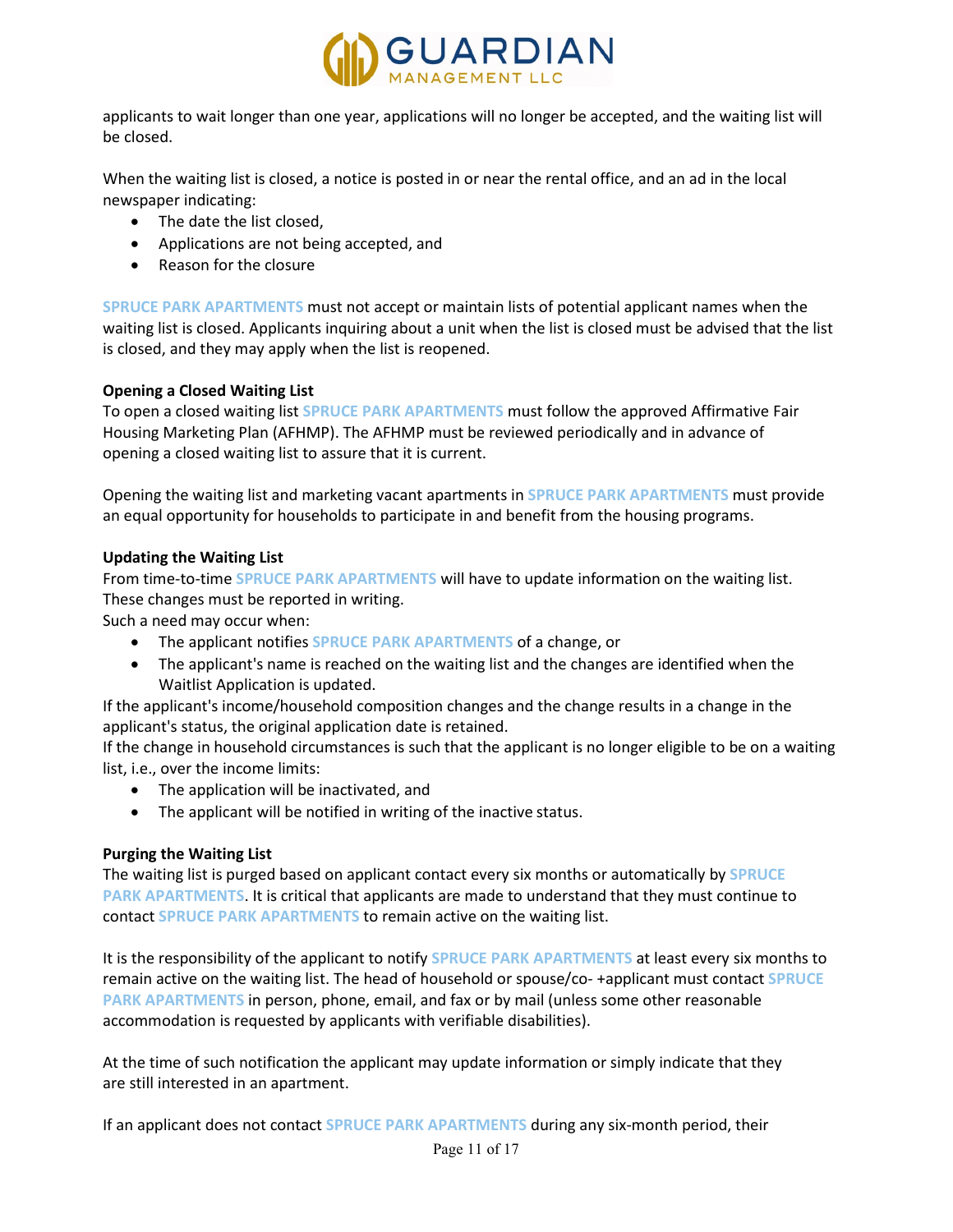applicants to wait longer than one year, applications will no longer be accepted, and the waiting list will be closed.

When the waiting list is closed, a notice is posted in or near the rental office, and an ad in the local newspaper indicating:

- The date the list closed,
- Applications are not being accepted, and
- Reason for the closure

SPRUCE PARK APARTMENTS must not accept or maintain lists of potential applicant names when the waiting list is closed. Applicants inquiring about a unit when the list is closed must be advised that the list is closed, and they may apply when the list is reopened.

**Opening a Closed Waiting List**

To open a closed waiting list SPRUCE PARK APARTMENTS must follow the approved Affirmative Fair Housing Marketing Plan (AFHMP). The AFHMP must be reviewed periodically and in advance of opening a closed waiting list to assure that it is current.

Opening the waiting list and marketing vacant apartments in SPRUCE PARK APARTMENTS must provide an equal opportunity for households to participate in and benefit from the housing programs.

**Updating the Waiting List**

From time-to-time SPRUCE PARK APARTMENTS will have to update information on the waiting list. These changes must be reported in writing.

Such a need may occur when:

- The applicant notifies SPRUCE PARK APARTMENTS of a change, or
- The applicant's name is reached on the waiting list and the changes are identified when the Waitlist Application is updated.

If the applicant's income/household composition changes and the change results in a change in the applicant's status, the original application date is retained.

If the change in household circumstances is such that the applicant is no longer eligible to be on a waiting list, i.e., over the income limits:

- The application will be inactivated, and
- The applicant will be notified in writing of the inactive status.

**Purging the Waiting List**

The waiting list is purged based on applicant contact every six months or automatically by SPRUCE PARK APARTMENTS. It is critical that applicants are made to understand that they must continue to contact SPRUCE PARK APARTMENTS to remain active on the waiting list.

It is the responsibility of the applicant to notify SPRUCE PARK APARTMENTS at least every six months to remain active on the waiting list. The head of household or spouse/co- +applicant must contact SPRUCE PARK APARTMENTS in person, phone, email, and fax or by mail (unless some other reasonable accommodation is requested by applicants with verifiable disabilities).

At the time of such notification the applicant may update information or simply indicate that they are still interested in an apartment.

If an applicant does not contact SPRUCE PARK APARTMENTS during any six-month period, their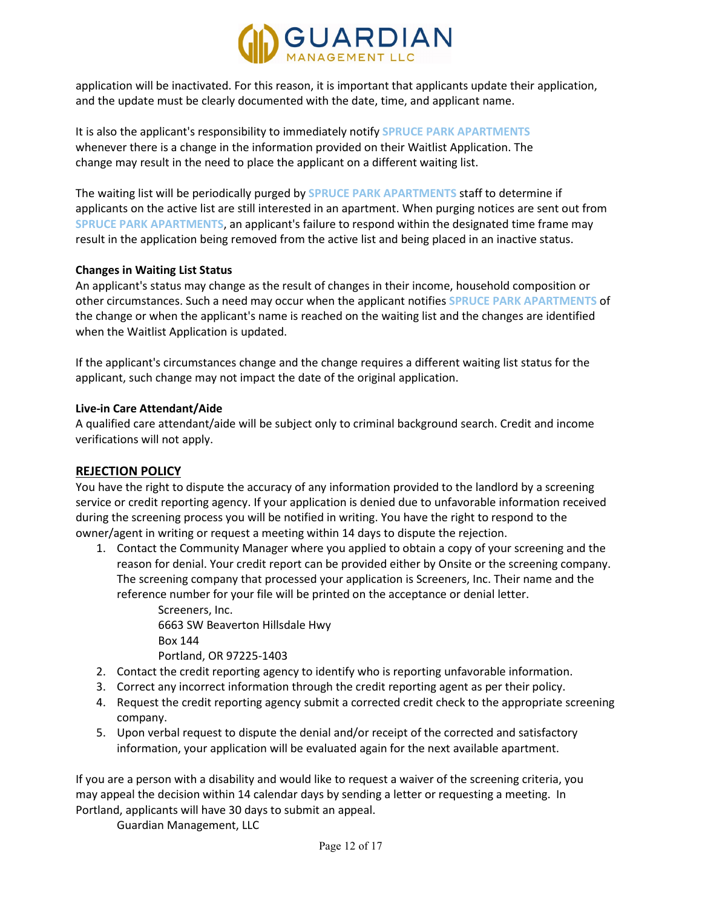application will be inactivated. For this reason, it is important that applicants update their application, and the update must be clearly documented with the date, time, and applicant name.

It is also the applicant's responsibility to immediately notify **SPRUCE PARK APARTMENTS** whenever there is a change in the information provided on their Waitlist Application. The change may result in the need to place the applicant on a different waiting list.

The waiting list will be periodically purged by **SPRUCE PARK APARTMENTS** staff to determine if applicants on the active list are still interested in an apartment. When purging notices are sent out from **SPRUCE PARK APARTMENTS**, an applicant's failure to respond within the designated time frame may result in the application being removed from the active list and being placed in an inactive status.

**Changes in Waiting List Status**

An applicant's status may change as the result of changes in their income, household composition or other circumstances. Such a need may occur when the applicant notifies **SPRUCE PARK APARTMENTS** of the change or when the applicant's name is reached on the waiting list and the changes are identified when the Waitlist Application is updated.

If the applicant's circumstances change and the change requires a different waiting list status for the applicant, such change may not impact the date of the original application.

**Live-in Care Attendant/Aide**

A qualified care attendant/aide will be subject only to criminal background search. Credit and income verifications will not apply.

## REJECTION POLICY

You have the right to dispute the accuracy of any information provided to the landlord by a screening service or credit reporting agency. If your application is denied due to unfavorable information received during the screening process you will be notified in writing. You have the right to respond to the owner/agent in writing or request a meeting within 14 days to dispute the rejection.

1. Contact the Community Manager where you applied to obtain a copy of your screening and the reason for denial. Your credit report can be provided either by Onsite or the screening company. The screening company that processed your application is Screeners, Inc. Their name and the reference number for your file will be printed on the acceptance or denial letter.

   Screeners, Inc.
   6663 SW Beaverton Hillsdale Hwy
   Box 144
   Portland, OR 97225-1403

2. Contact the credit reporting agency to identify who is reporting unfavorable information.
3. Correct any incorrect information through the credit reporting agent as per their policy.
4. Request the credit reporting agency submit a corrected credit check to the appropriate screening company.
5. Upon verbal request to dispute the denial and/or receipt of the corrected and satisfactory information, your application will be evaluated again for the next available apartment.

If you are a person with a disability and would like to request a waiver of the screening criteria, you may appeal the decision within 14 calendar days by sending a letter or requesting a meeting. In Portland, applicants will have 30 days to submit an appeal.

Guardian Management, LLC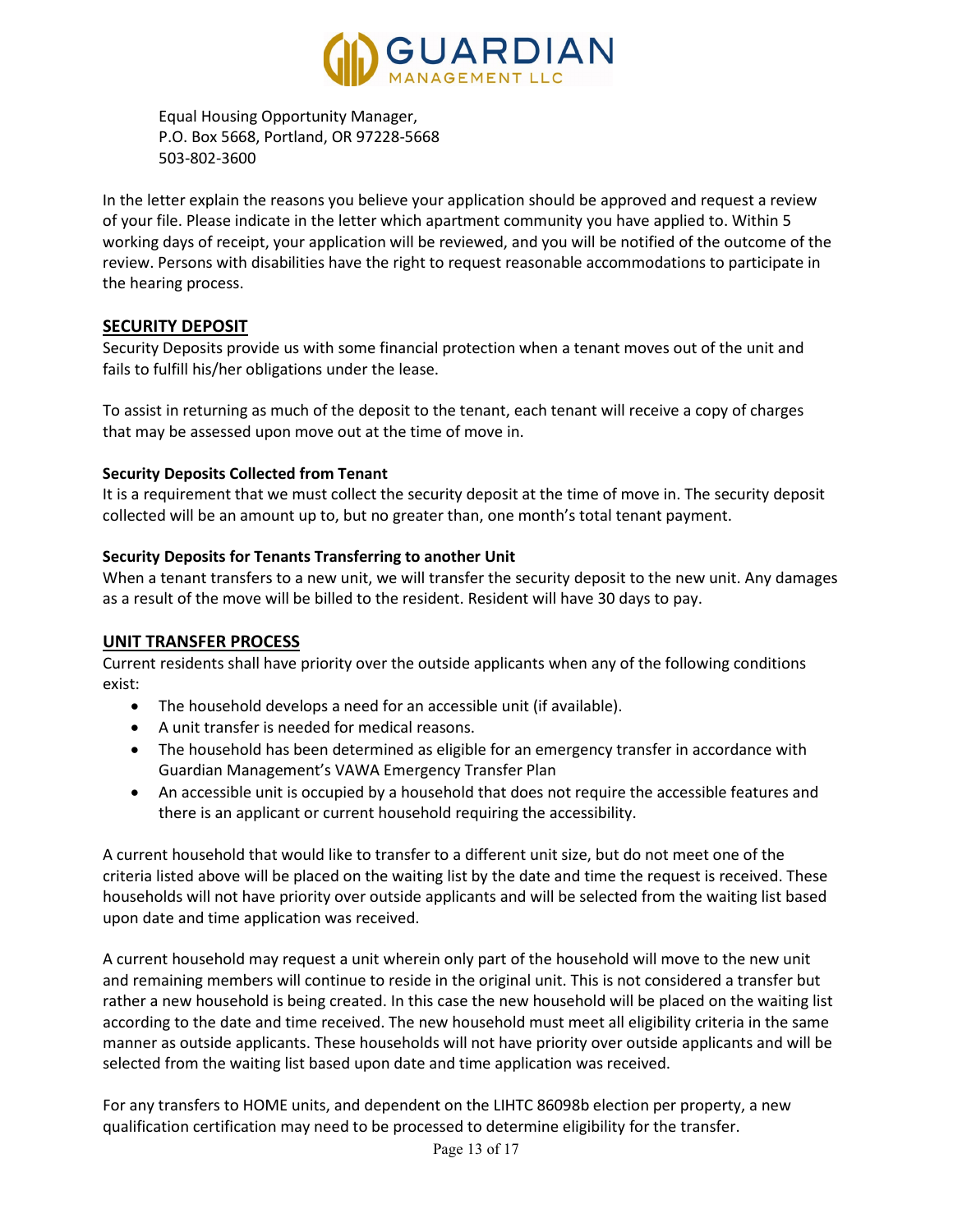Equal Housing Opportunity Manager,
P.O. Box 5668, Portland, OR 97228-5668
503-802-3600

In the letter explain the reasons you believe your application should be approved and request a review of your file. Please indicate in the letter which apartment community you have applied to. Within 5 working days of receipt, your application will be reviewed, and you will be notified of the outcome of the review. Persons with disabilities have the right to request reasonable accommodations to participate in the hearing process.

## SECURITY DEPOSIT

Security Deposits provide us with some financial protection when a tenant moves out of the unit and fails to fulfill his/her obligations under the lease.

To assist in returning as much of the deposit to the tenant, each tenant will receive a copy of charges that may be assessed upon move out at the time of move in.

**Security Deposits Collected from Tenant**

It is a requirement that we must collect the security deposit at the time of move in. The security deposit collected will be an amount up to, but no greater than, one month's total tenant payment.

**Security Deposits for Tenants Transferring to another Unit**

When a tenant transfers to a new unit, we will transfer the security deposit to the new unit. Any damages as a result of the move will be billed to the resident. Resident will have 30 days to pay.

## UNIT TRANSFER PROCESS

Current residents shall have priority over the outside applicants when any of the following conditions exist:

- The household develops a need for an accessible unit (if available).
- A unit transfer is needed for medical reasons.
- The household has been determined as eligible for an emergency transfer in accordance with Guardian Management's VAWA Emergency Transfer Plan
- An accessible unit is occupied by a household that does not require the accessible features and there is an applicant or current household requiring the accessibility.

A current household that would like to transfer to a different unit size, but do not meet one of the criteria listed above will be placed on the waiting list by the date and time the request is received. These households will not have priority over outside applicants and will be selected from the waiting list based upon date and time application was received.

A current household may request a unit wherein only part of the household will move to the new unit and remaining members will continue to reside in the original unit. This is not considered a transfer but rather a new household is being created. In this case the new household will be placed on the waiting list according to the date and time received. The new household must meet all eligibility criteria in the same manner as outside applicants. These households will not have priority over outside applicants and will be selected from the waiting list based upon date and time application was received.

For any transfers to HOME units, and dependent on the LIHTC 86098b election per property, a new qualification certification may need to be processed to determine eligibility for the transfer.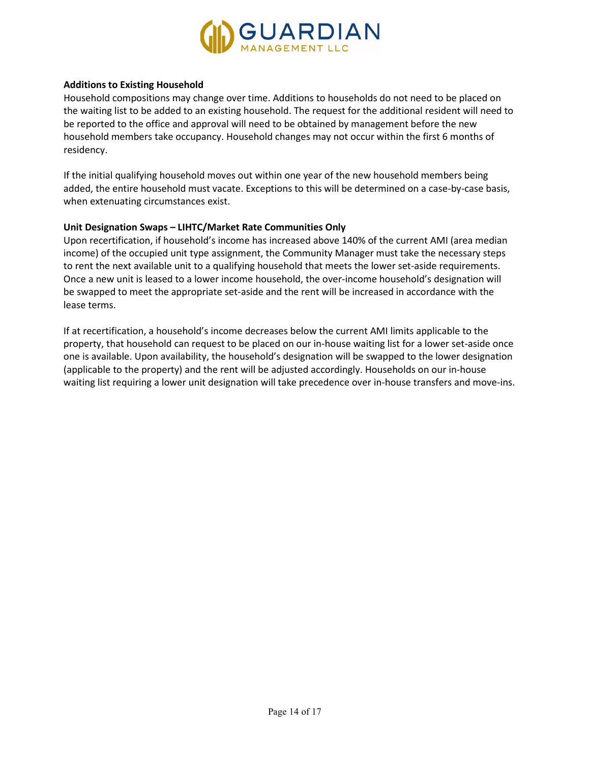**Additions to Existing Household**

Household compositions may change over time. Additions to households do not need to be placed on the waiting list to be added to an existing household. The request for the additional resident will need to be reported to the office and approval will need to be obtained by management before the new household members take occupancy. Household changes may not occur within the first 6 months of residency.

If the initial qualifying household moves out within one year of the new household members being added, the entire household must vacate. Exceptions to this will be determined on a case-by-case basis, when extenuating circumstances exist.

**Unit Designation Swaps – LIHTC/Market Rate Communities Only**

Upon recertification, if household's income has increased above 140% of the current AMI (area median income) of the occupied unit type assignment, the Community Manager must take the necessary steps to rent the next available unit to a qualifying household that meets the lower set-aside requirements. Once a new unit is leased to a lower income household, the over-income household's designation will be swapped to meet the appropriate set-aside and the rent will be increased in accordance with the lease terms.

If at recertification, a household's income decreases below the current AMI limits applicable to the property, that household can request to be placed on our in-house waiting list for a lower set-aside once one is available. Upon availability, the household's designation will be swapped to the lower designation (applicable to the property) and the rent will be adjusted accordingly. Households on our in-house waiting list requiring a lower unit designation will take precedence over in-house transfers and move-ins.